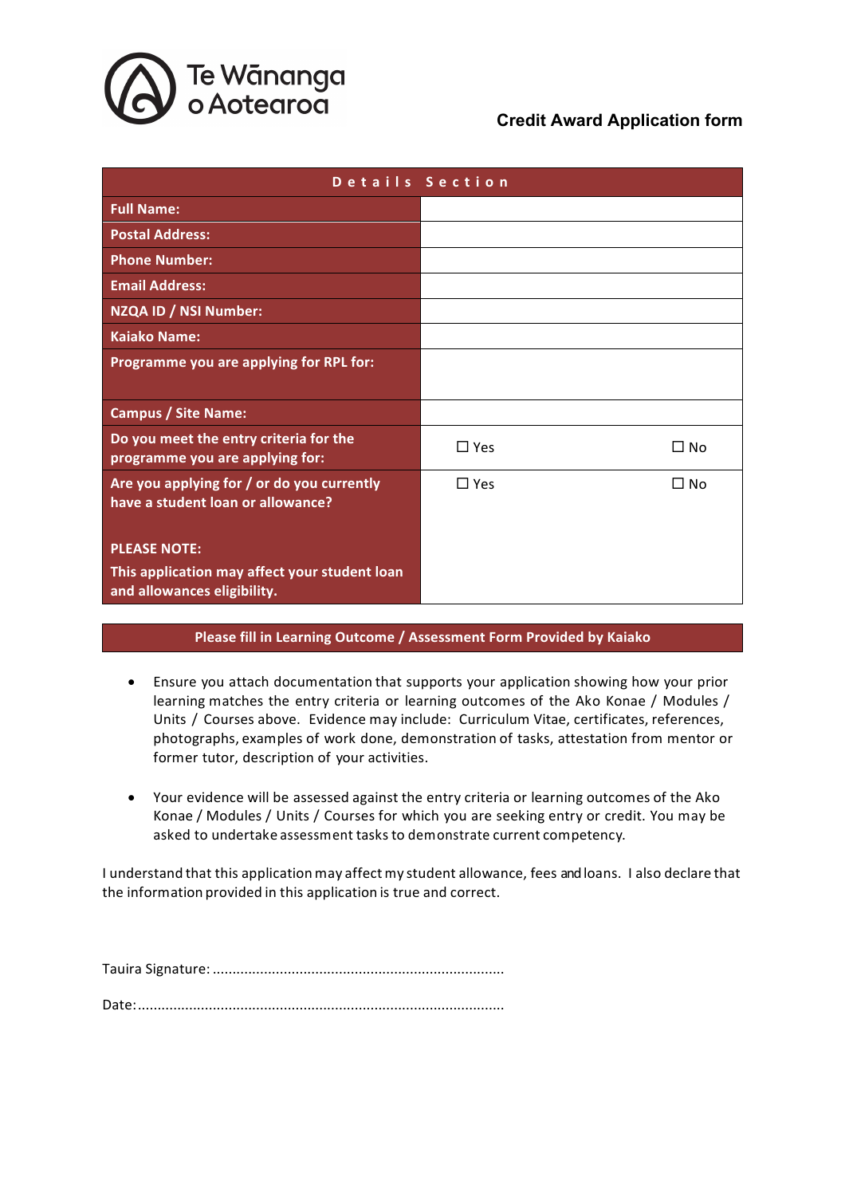Te Wānanga o Aotearoa

**Credit Award Application form**

| Details Section | | |
|---|---|---|
| **Full Name:** | | |
| **Postal Address:** | | |
| **Phone Number:** | | |
| **Email Address:** | | |
| **NZQA ID / NSI Number:** | | |
| **Kaiako Name:** | | |
| **Programme you are applying for RPL for:** | | |
| **Campus / Site Name:** | | |
| **Do you meet the entry criteria for the programme you are applying for:** | ☐ Yes | ☐ No |
| **Are you applying for / or do you currently have a student loan or allowance?** **PLEASE NOTE:** **This application may affect your student loan and allowances eligibility.** | ☐ Yes | ☐ No |

**Please fill in Learning Outcome / Assessment Form Provided by Kaiako**

- Ensure you attach documentation that supports your application showing how your prior learning matches the entry criteria or learning outcomes of the Ako Konae / Modules / Units / Courses above. Evidence may include: Curriculum Vitae, certificates, references, photographs, examples of work done, demonstration of tasks, attestation from mentor or former tutor, description of your activities.

- Your evidence will be assessed against the entry criteria or learning outcomes of the Ako Konae / Modules / Units / Courses for which you are seeking entry or credit. You may be asked to undertake assessment tasks to demonstrate current competency.

I understand that this application may affect my student allowance, fees and loans. I also declare that the information provided in this application is true and correct.

Tauira Signature: .........................................................................

Date: ............................................................................................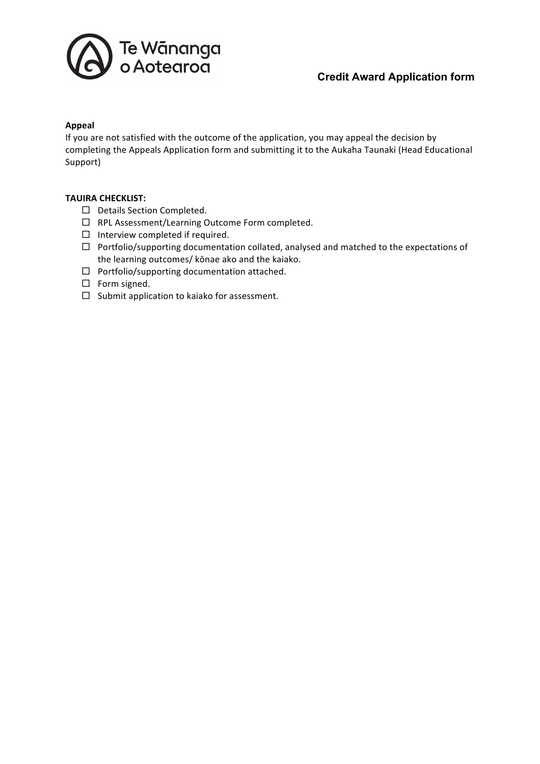**Appeal**

If you are not satisfied with the outcome of the application, you may appeal the decision by completing the Appeals Application form and submitting it to the Aukaha Taunaki (Head Educational Support)

**TAUIRA CHECKLIST:**

- ☐ Details Section Completed.
- ☐ RPL Assessment/Learning Outcome Form completed.
- ☐ Interview completed if required.
- ☐ Portfolio/supporting documentation collated, analysed and matched to the expectations of the learning outcomes/ kōnae ako and the kaiako.
- ☐ Portfolio/supporting documentation attached.
- ☐ Form signed.
- ☐ Submit application to kaiako for assessment.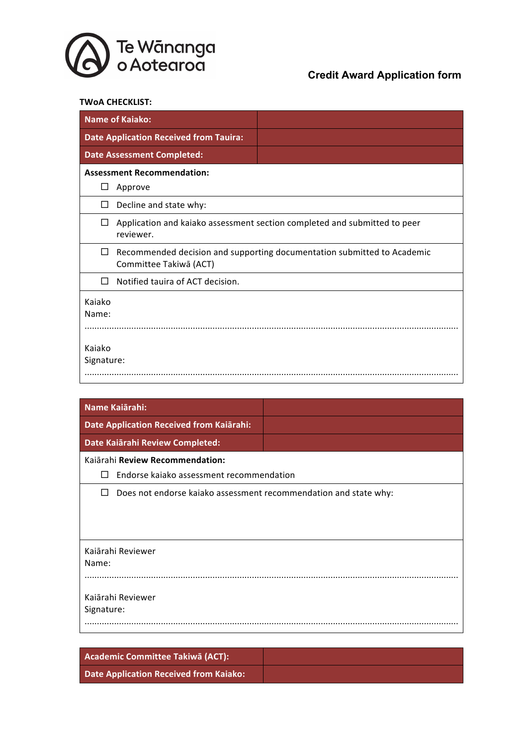Te Wānanga o Aotearoa

**Credit Award Application form**

**TWoA CHECKLIST:**

| **Name of Kaiako:** | |
|---|---|
| **Date Application Received from Tauira:** | |
| **Date Assessment Completed:** | |

**Assessment Recommendation:**

- ☐ Approve
- ☐ Decline and state why:
- ☐ Application and kaiako assessment section completed and submitted to peer reviewer.
- ☐ Recommended decision and supporting documentation submitted to Academic Committee Takiwā (ACT)
- ☐ Notified tauira of ACT decision.

Kaiako Name:

.......................................................................................................................................

Kaiako Signature:

.......................................................................................................................................

| **Name Kaiārahi:** | |
|---|---|
| **Date Application Received from Kaiārahi:** | |
| **Date Kaiārahi Review Completed:** | |

Kaiārahi **Review Recommendation:**

- ☐ Endorse kaiako assessment recommendation
- ☐ Does not endorse kaiako assessment recommendation and state why:

Kaiārahi Reviewer Name:

.......................................................................................................................................

Kaiārahi Reviewer Signature:

.......................................................................................................................................

| **Academic Committee Takiwā (ACT):** | |
|---|---|
| **Date Application Received from Kaiako:** | |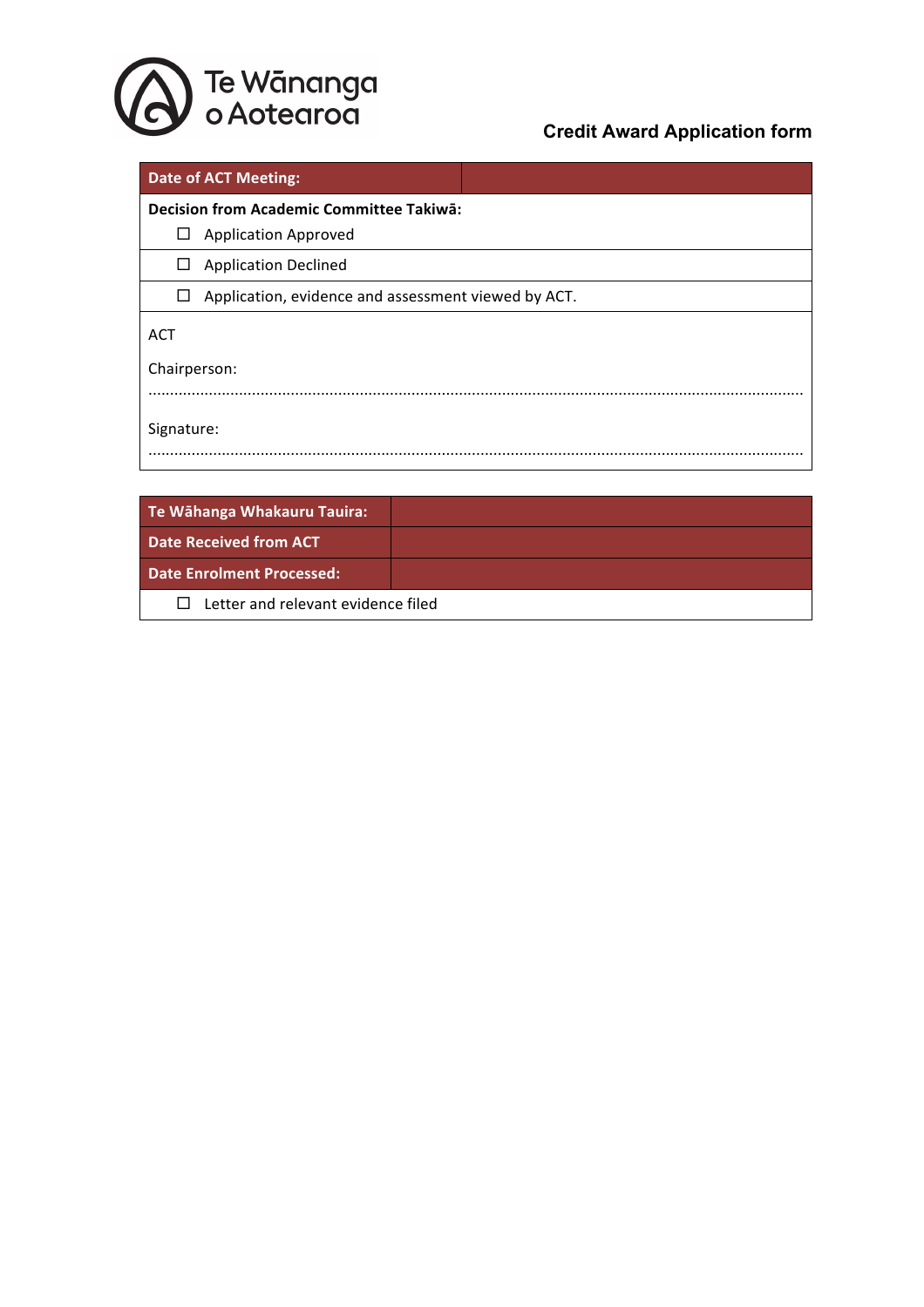Te Wānanga o Aotearoa

## Credit Award Application form

| Date of ACT Meeting: | |
|---|---|

**Decision from Academic Committee Takiwā:**

☐ Application Approved

☐ Application Declined

☐ Application, evidence and assessment viewed by ACT.

ACT

Chairperson:

.................................................................................................................................................

Signature:

.................................................................................................................................................

| Te Wāhanga Whakauru Tauira: | |
|---|---|
| Date Received from ACT | |
| Date Enrolment Processed: | |

☐ Letter and relevant evidence filed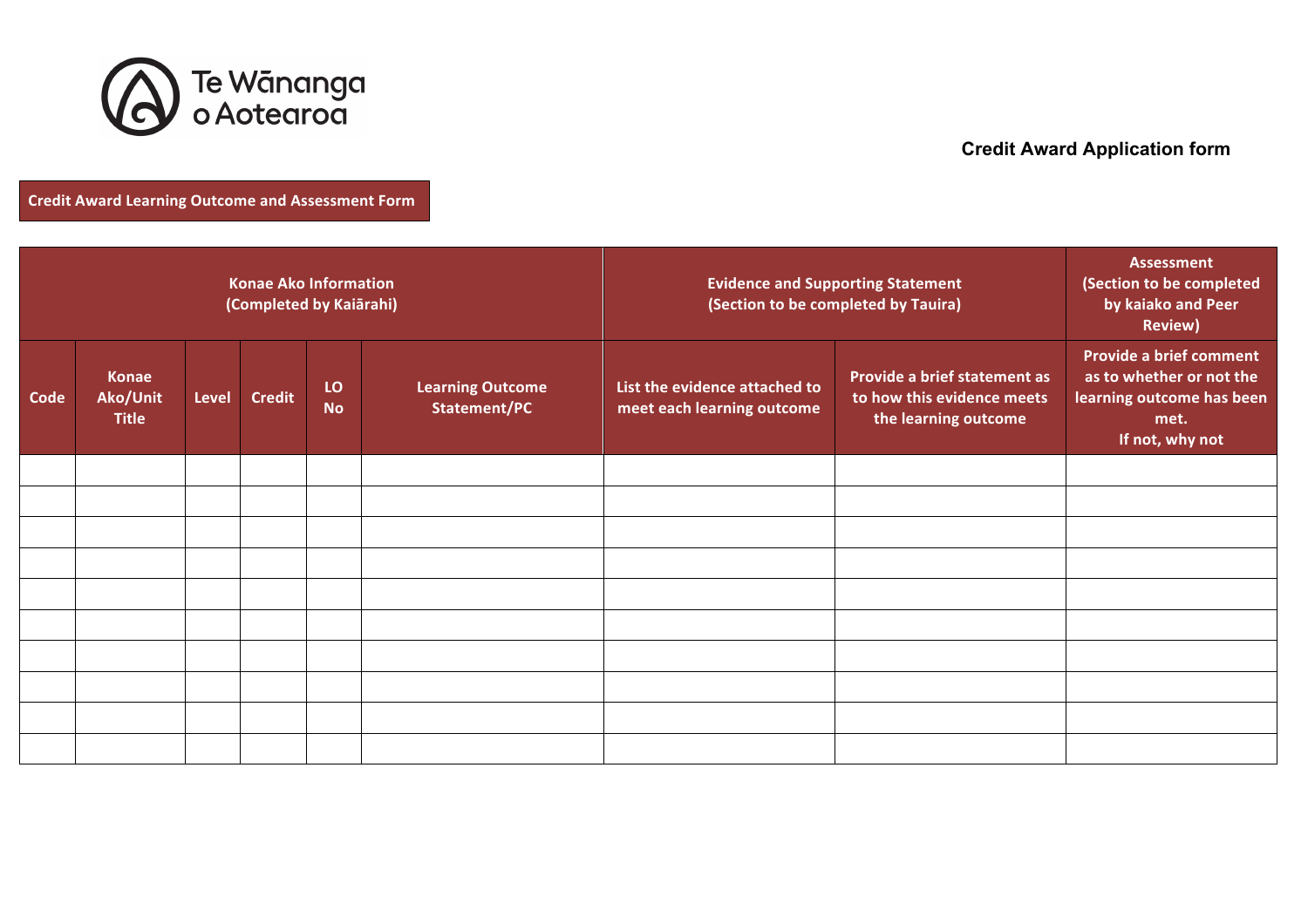Te Wānanga o Aotearoa

**Credit Award Application form**

**Credit Award Learning Outcome and Assessment Form**

| Konae Ako Information (Completed by Kaiārahi) | | | | | | Evidence and Supporting Statement (Section to be completed by Tauira) | | Assessment (Section to be completed by kaiako and Peer Review) |
|---|---|---|---|---|---|---|---|---|
| Code | Konae Ako/Unit Title | Level | Credit | LO No | Learning Outcome Statement/PC | List the evidence attached to meet each learning outcome | Provide a brief statement as to how this evidence meets the learning outcome | Provide a brief comment as to whether or not the learning outcome has been met. If not, why not |
| | | | | | | | | |
| | | | | | | | | |
| | | | | | | | | |
| | | | | | | | | |
| | | | | | | | | |
| | | | | | | | | |
| | | | | | | | | |
| | | | | | | | | |
| | | | | | | | | |
| | | | | | | | | |